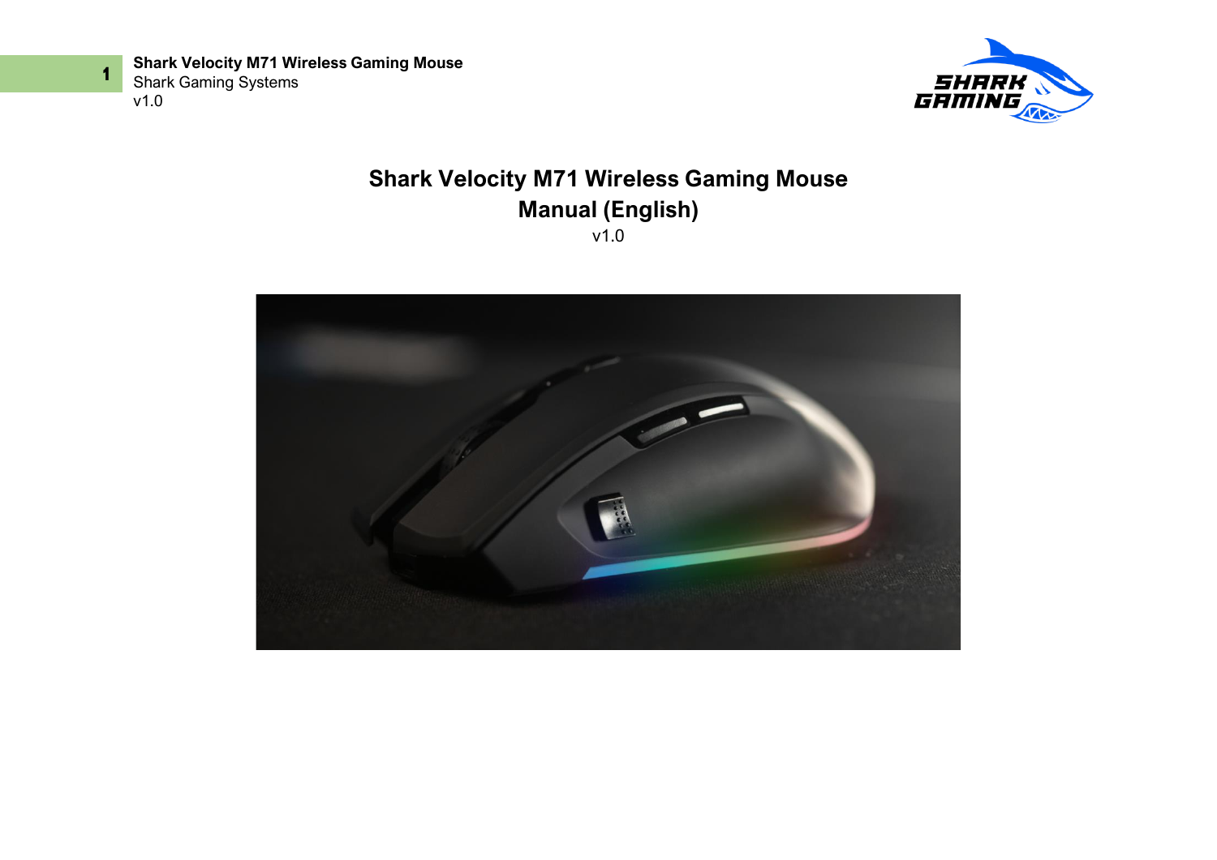# Shark Velocity M71 Wireless Gaming Mouse
## Manual (English)

v1.0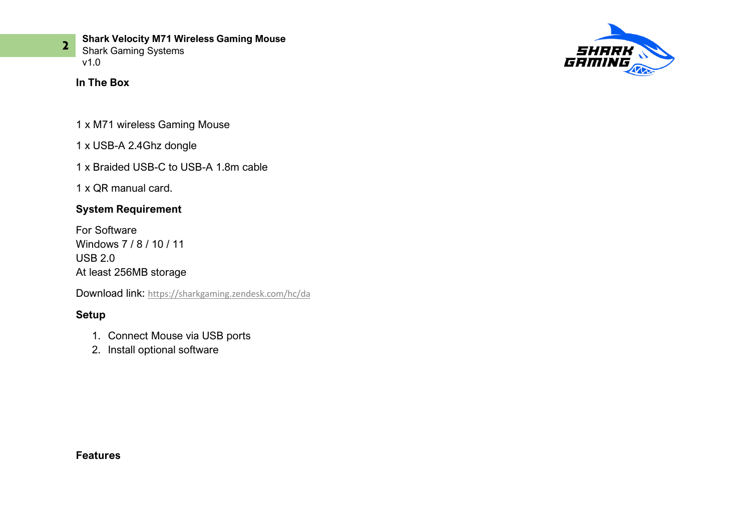## In The Box

1 x M71 wireless Gaming Mouse

1 x USB-A 2.4Ghz dongle

1 x Braided USB-C to USB-A 1.8m cable

1 x QR manual card.

## System Requirement

For Software
Windows 7 / 8 / 10 / 11
USB 2.0
At least 256MB storage

Download link: https://sharkgaming.zendesk.com/hc/da

## Setup

1. Connect Mouse via USB ports
2. Install optional software

## Features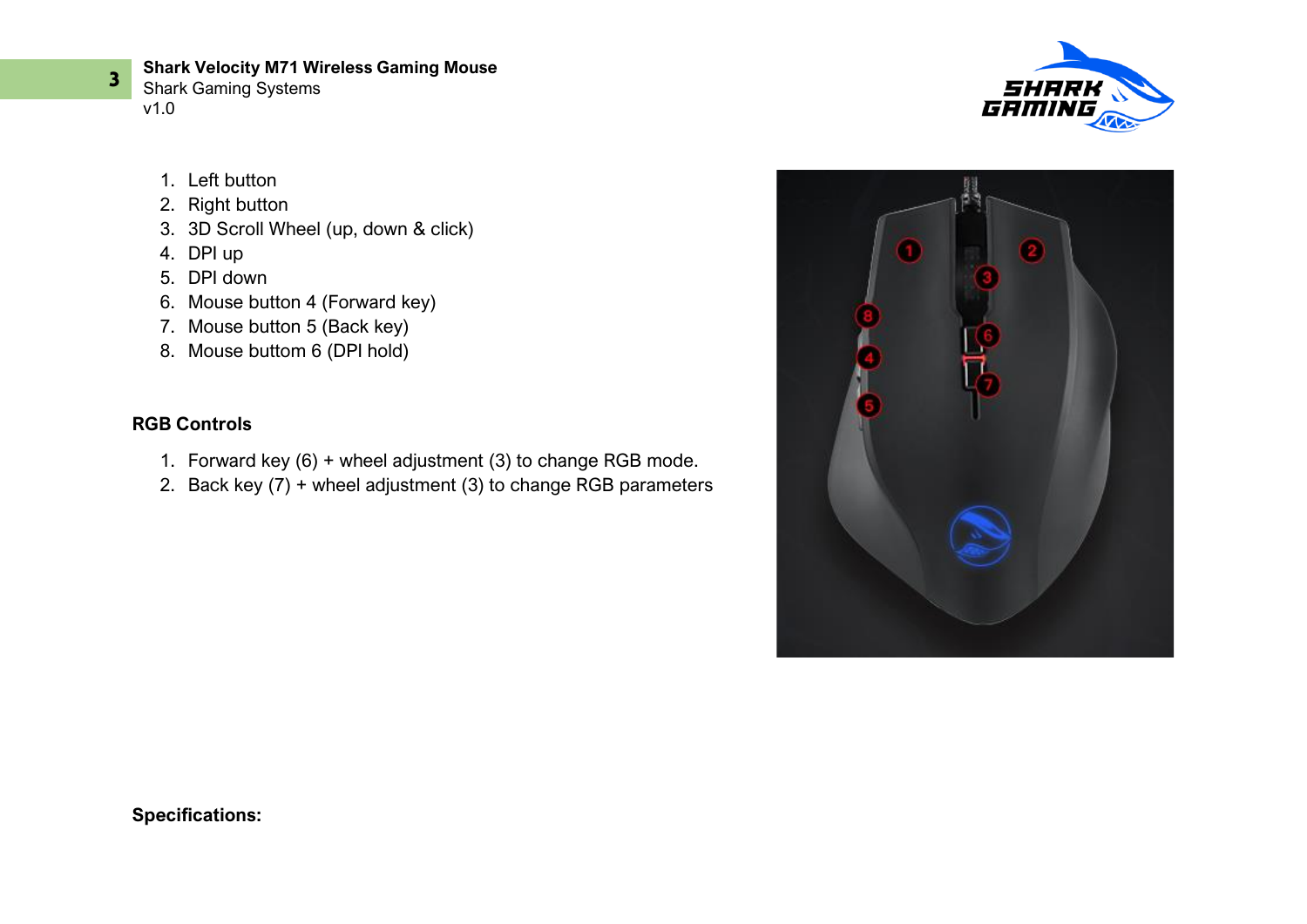1. Left button
2. Right button
3. 3D Scroll Wheel (up, down & click)
4. DPI up
5. DPI down
6. Mouse button 4 (Forward key)
7. Mouse button 5 (Back key)
8. Mouse buttom 6 (DPI hold)

**RGB Controls**

1. Forward key (6) + wheel adjustment (3) to change RGB mode.
2. Back key (7) + wheel adjustment (3) to change RGB parameters

**Specifications:**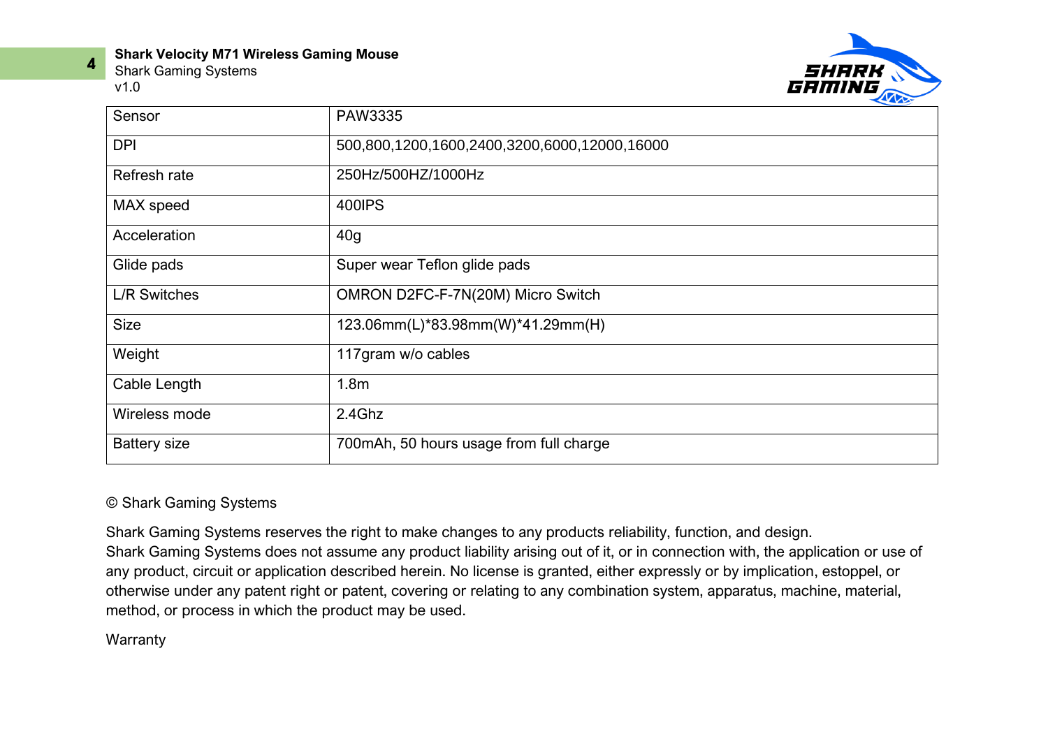| Sensor | PAW3335 |
|---|---|
| DPI | 500,800,1200,1600,2400,3200,6000,12000,16000 |
| Refresh rate | 250Hz/500HZ/1000Hz |
| MAX speed | 400IPS |
| Acceleration | 40g |
| Glide pads | Super wear Teflon glide pads |
| L/R Switches | OMRON D2FC-F-7N(20M) Micro Switch |
| Size | 123.06mm(L)*83.98mm(W)*41.29mm(H) |
| Weight | 117gram w/o cables |
| Cable Length | 1.8m |
| Wireless mode | 2.4Ghz |
| Battery size | 700mAh, 50 hours usage from full charge |

© Shark Gaming Systems

Shark Gaming Systems reserves the right to make changes to any products reliability, function, and design.
Shark Gaming Systems does not assume any product liability arising out of it, or in connection with, the application or use of any product, circuit or application described herein. No license is granted, either expressly or by implication, estoppel, or otherwise under any patent right or patent, covering or relating to any combination system, apparatus, machine, material, method, or process in which the product may be used.

Warranty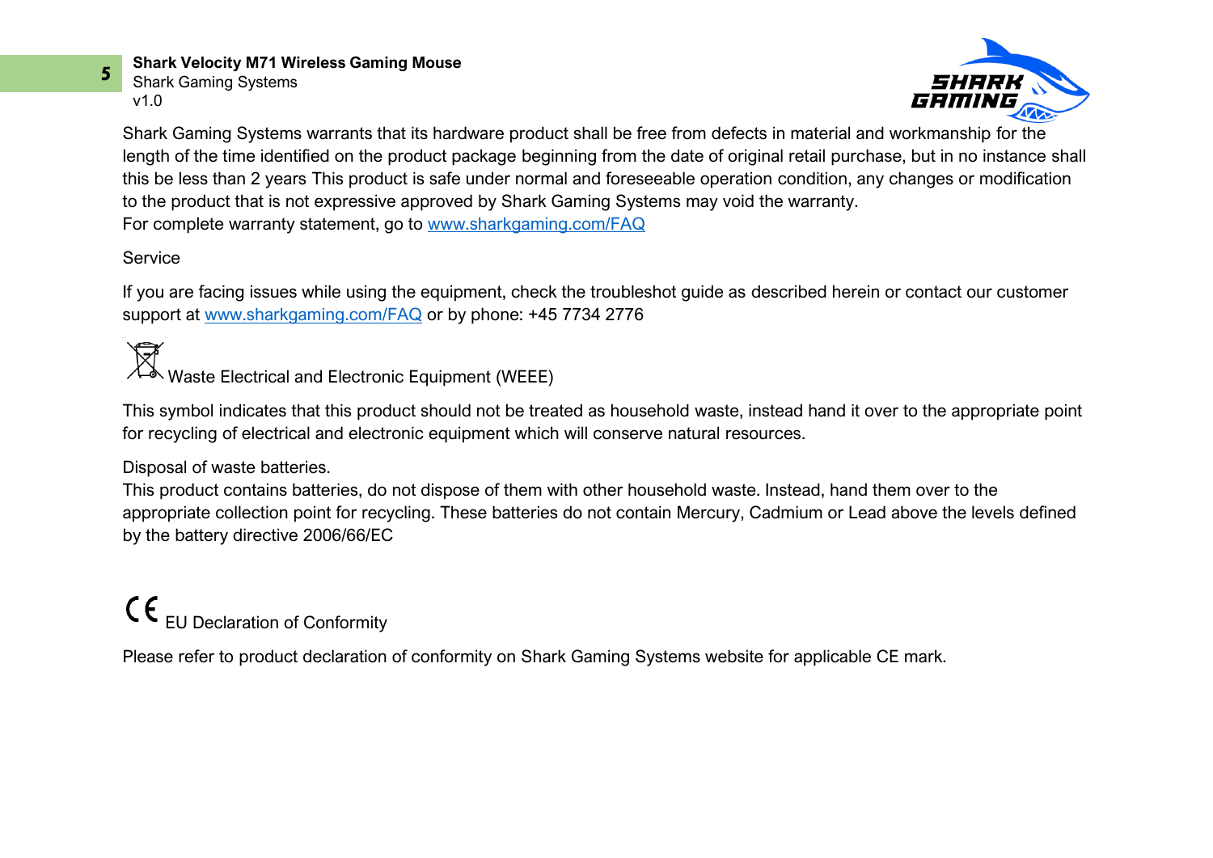Shark Gaming Systems warrants that its hardware product shall be free from defects in material and workmanship for the length of the time identified on the product package beginning from the date of original retail purchase, but in no instance shall this be less than 2 years This product is safe under normal and foreseeable operation condition, any changes or modification to the product that is not expressive approved by Shark Gaming Systems may void the warranty.
For complete warranty statement, go to www.sharkgaming.com/FAQ

Service

If you are facing issues while using the equipment, check the troubleshot guide as described herein or contact our customer support at www.sharkgaming.com/FAQ or by phone: +45 7734 2776

Waste Electrical and Electronic Equipment (WEEE)

This symbol indicates that this product should not be treated as household waste, instead hand it over to the appropriate point for recycling of electrical and electronic equipment which will conserve natural resources.

Disposal of waste batteries.
This product contains batteries, do not dispose of them with other household waste. Instead, hand them over to the appropriate collection point for recycling. These batteries do not contain Mercury, Cadmium or Lead above the levels defined by the battery directive 2006/66/EC

CE EU Declaration of Conformity

Please refer to product declaration of conformity on Shark Gaming Systems website for applicable CE mark.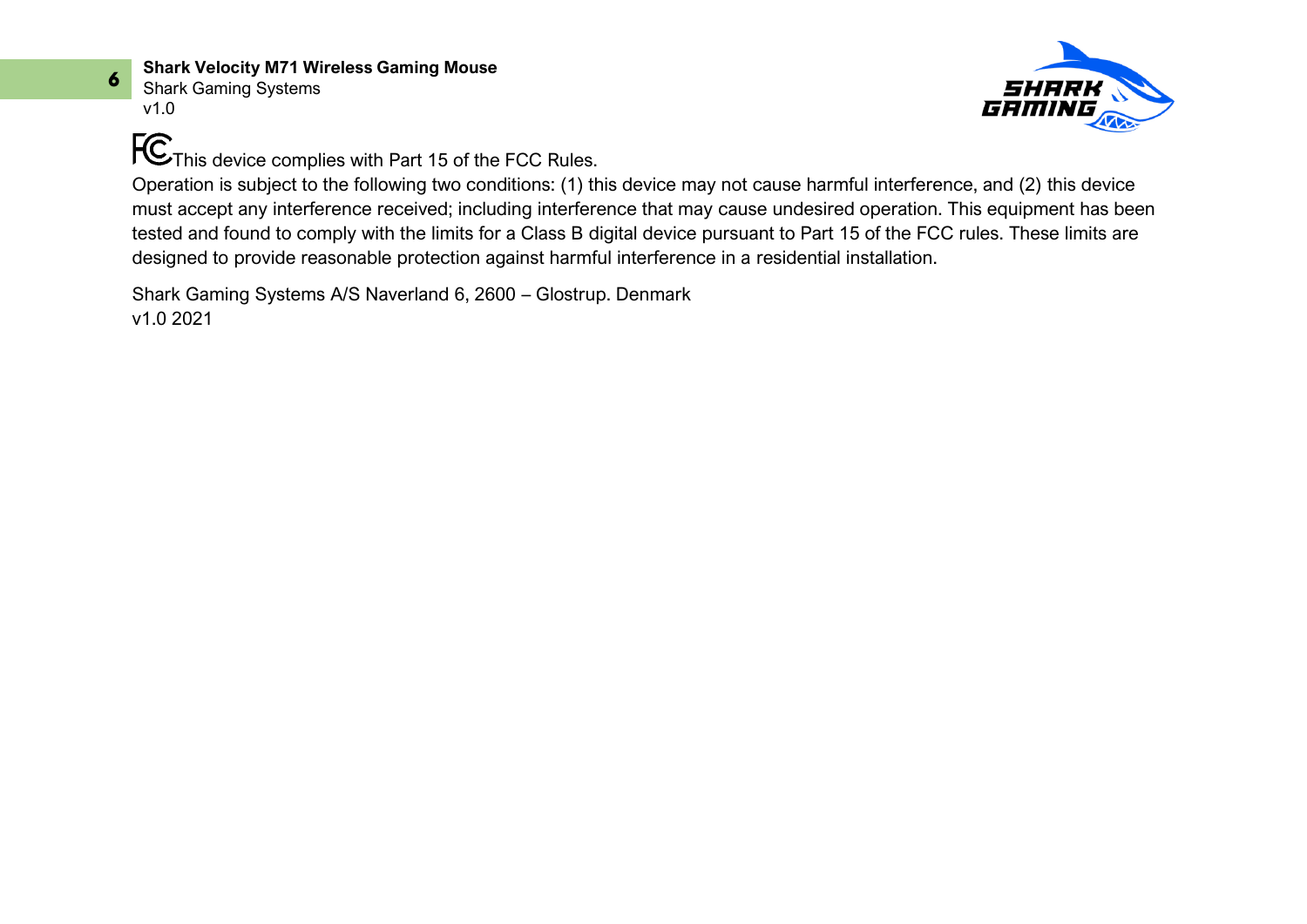FC This device complies with Part 15 of the FCC Rules.

Operation is subject to the following two conditions: (1) this device may not cause harmful interference, and (2) this device must accept any interference received; including interference that may cause undesired operation. This equipment has been tested and found to comply with the limits for a Class B digital device pursuant to Part 15 of the FCC rules. These limits are designed to provide reasonable protection against harmful interference in a residential installation.

Shark Gaming Systems A/S Naverland 6, 2600 – Glostrup. Denmark
v1.0 2021